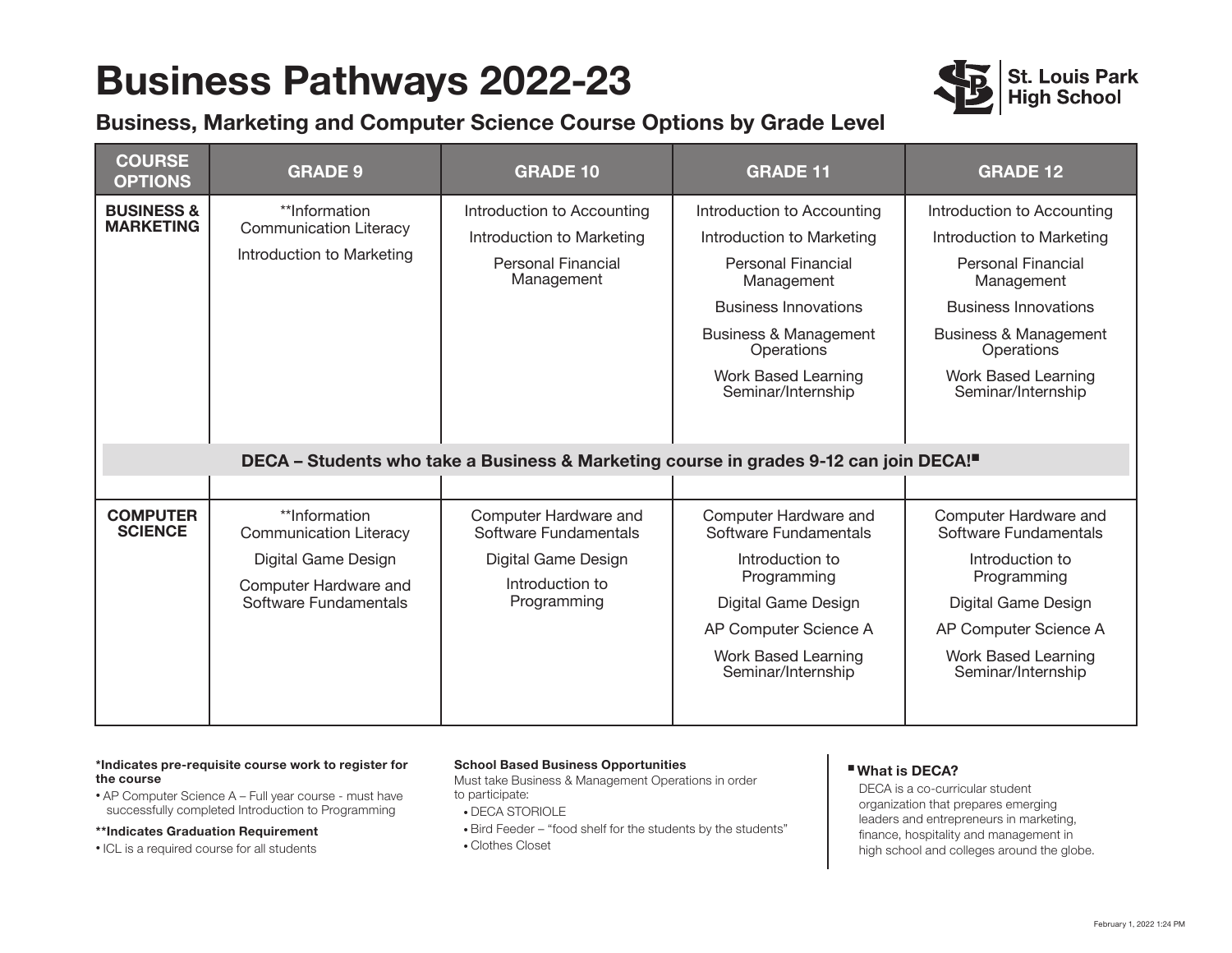# Business Pathways 2022-23

St. Louis Park High School

## Business, Marketing and Computer Science Course Options by Grade Level

| COURSE OPTIONS | GRADE 9 | GRADE 10 | GRADE 11 | GRADE 12 |
|---|---|---|---|---|
| **BUSINESS & MARKETING** | **Information Communication Literacy<br>Introduction to Marketing | Introduction to Accounting<br>Introduction to Marketing<br>Personal Financial Management | Introduction to Accounting<br>Introduction to Marketing<br>Personal Financial Management<br>Business Innovations<br>Business & Management Operations<br>Work Based Learning Seminar/Internship | Introduction to Accounting<br>Introduction to Marketing<br>Personal Financial Management<br>Business Innovations<br>Business & Management Operations<br>Work Based Learning Seminar/Internship |
| **DECA – Students who take a Business & Marketing course in grades 9-12 can join DECA!■** | | | | |
| **COMPUTER SCIENCE** | **Information Communication Literacy<br>Digital Game Design<br>Computer Hardware and Software Fundamentals | Computer Hardware and Software Fundamentals<br>Digital Game Design<br>Introduction to Programming | Computer Hardware and Software Fundamentals<br>Introduction to Programming<br>Digital Game Design<br>AP Computer Science A<br>Work Based Learning Seminar/Internship | Computer Hardware and Software Fundamentals<br>Introduction to Programming<br>Digital Game Design<br>AP Computer Science A<br>Work Based Learning Seminar/Internship |

**\*Indicates pre-requisite course work to register for the course**

- AP Computer Science A – Full year course - must have successfully completed Introduction to Programming

**\*\*Indicates Graduation Requirement**

- ICL is a required course for all students

**School Based Business Opportunities**

Must take Business & Management Operations in order to participate:

- DECA STORIOLE
- Bird Feeder – "food shelf for the students by the students"
- Clothes Closet

**■ What is DECA?**

DECA is a co-curricular student organization that prepares emerging leaders and entrepreneurs in marketing, finance, hospitality and management in high school and colleges around the globe.

February 1, 2022 1:24 PM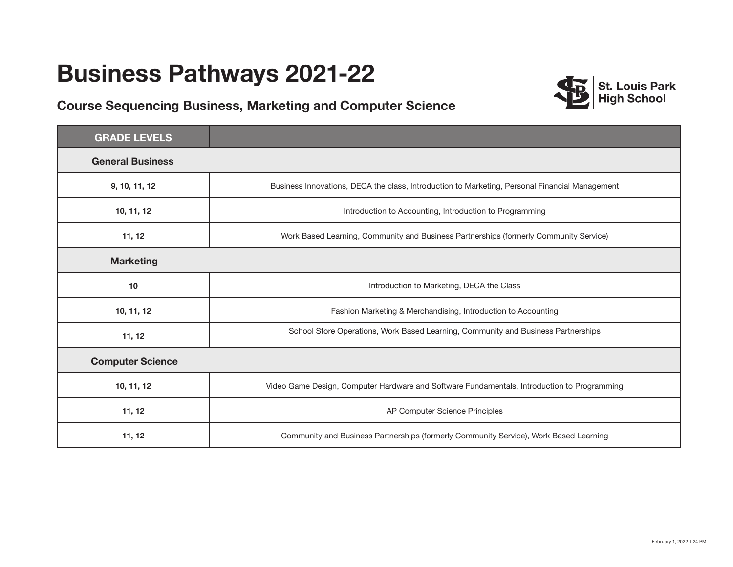# Business Pathways 2021-22

St. Louis Park High School

## Course Sequencing Business, Marketing and Computer Science

| GRADE LEVELS | |
|---|---|
| **General Business** | |
| **9, 10, 11, 12** | Business Innovations, DECA the class, Introduction to Marketing, Personal Financial Management |
| **10, 11, 12** | Introduction to Accounting, Introduction to Programming |
| **11, 12** | Work Based Learning, Community and Business Partnerships (formerly Community Service) |
| **Marketing** | |
| **10** | Introduction to Marketing, DECA the Class |
| **10, 11, 12** | Fashion Marketing & Merchandising, Introduction to Accounting |
| **11, 12** | School Store Operations, Work Based Learning, Community and Business Partnerships |
| **Computer Science** | |
| **10, 11, 12** | Video Game Design, Computer Hardware and Software Fundamentals, Introduction to Programming |
| **11, 12** | AP Computer Science Principles |
| **11, 12** | Community and Business Partnerships (formerly Community Service), Work Based Learning |

February 1, 2022 1:24 PM